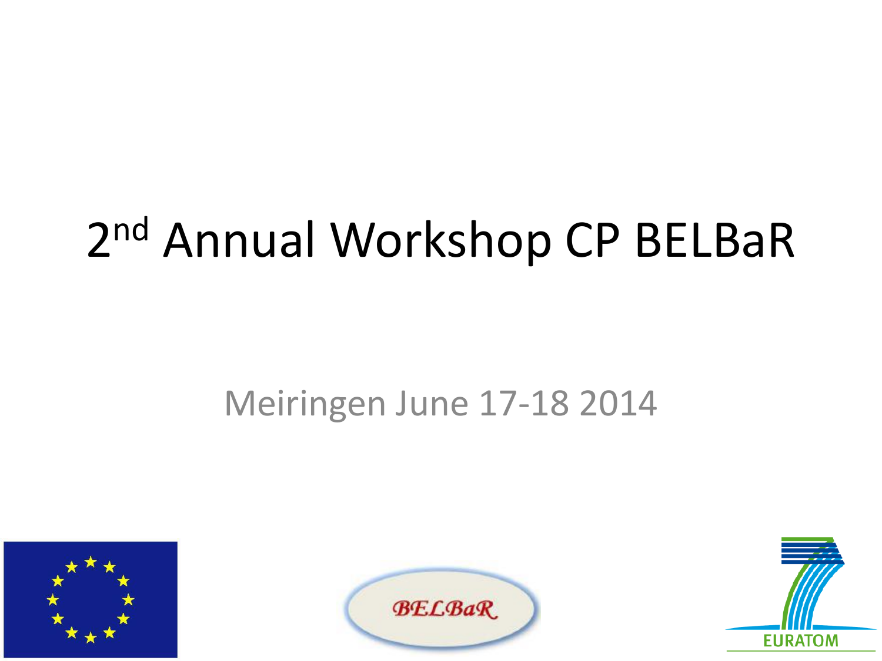# 2nd Annual Workshop CP BELBaR

Meiringen June 17-18 2014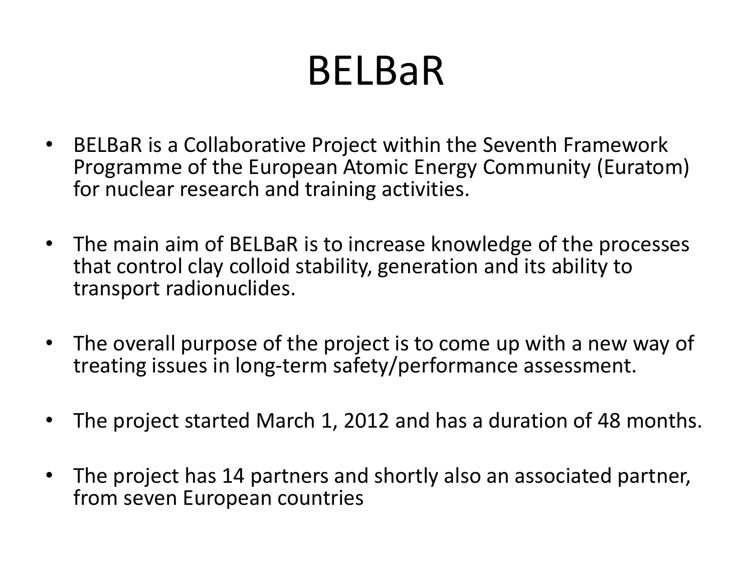# BELBaR

- BELBaR is a Collaborative Project within the Seventh Framework Programme of the European Atomic Energy Community (Euratom) for nuclear research and training activities.
- The main aim of BELBaR is to increase knowledge of the processes that control clay colloid stability, generation and its ability to transport radionuclides.
- The overall purpose of the project is to come up with a new way of treating issues in long-term safety/performance assessment.
- The project started March 1, 2012 and has a duration of 48 months.
- The project has 14 partners and shortly also an associated partner, from seven European countries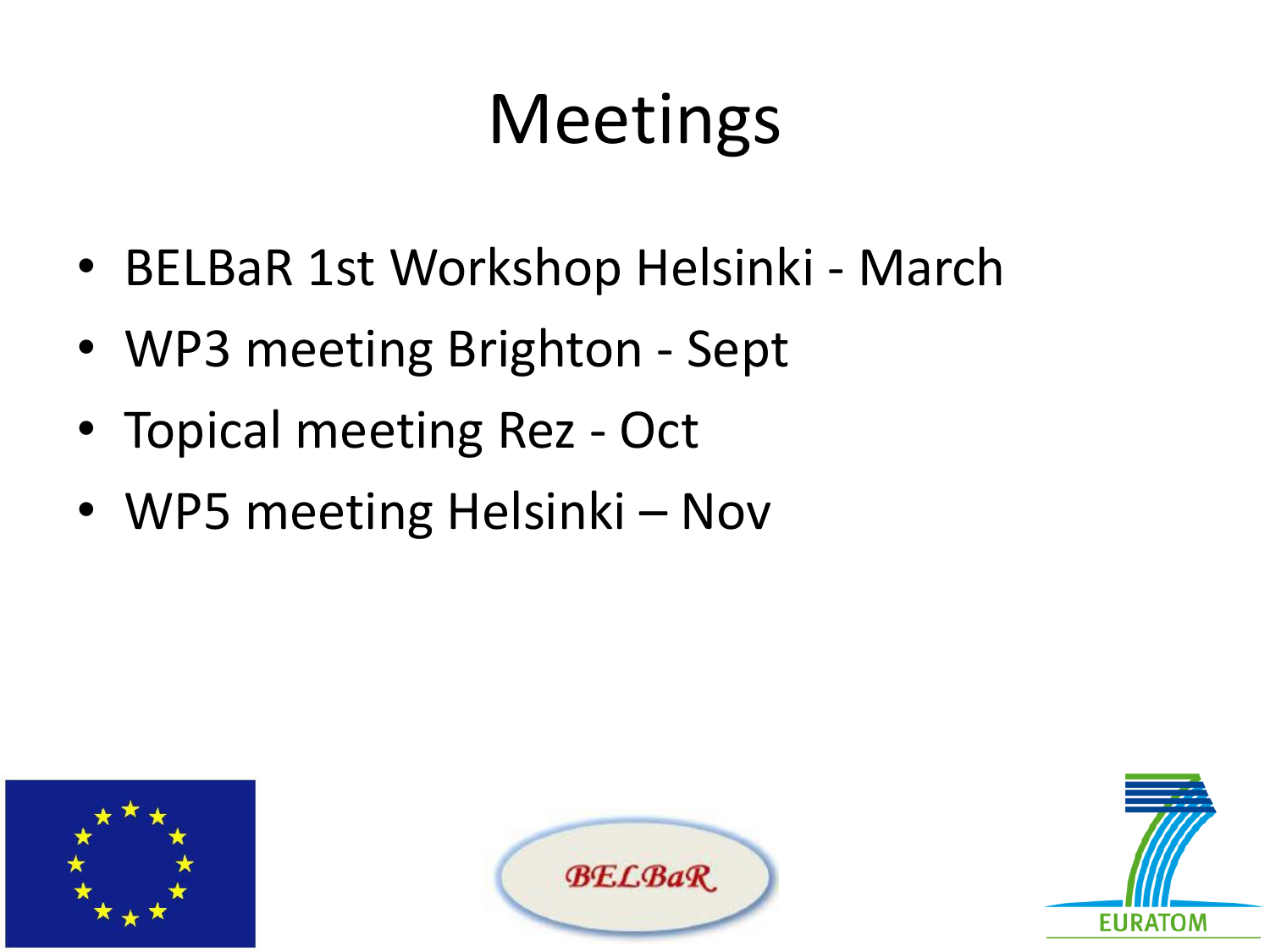# Meetings

- BELBaR 1st Workshop Helsinki - March
- WP3 meeting Brighton - Sept
- Topical meeting Rez - Oct
- WP5 meeting Helsinki – Nov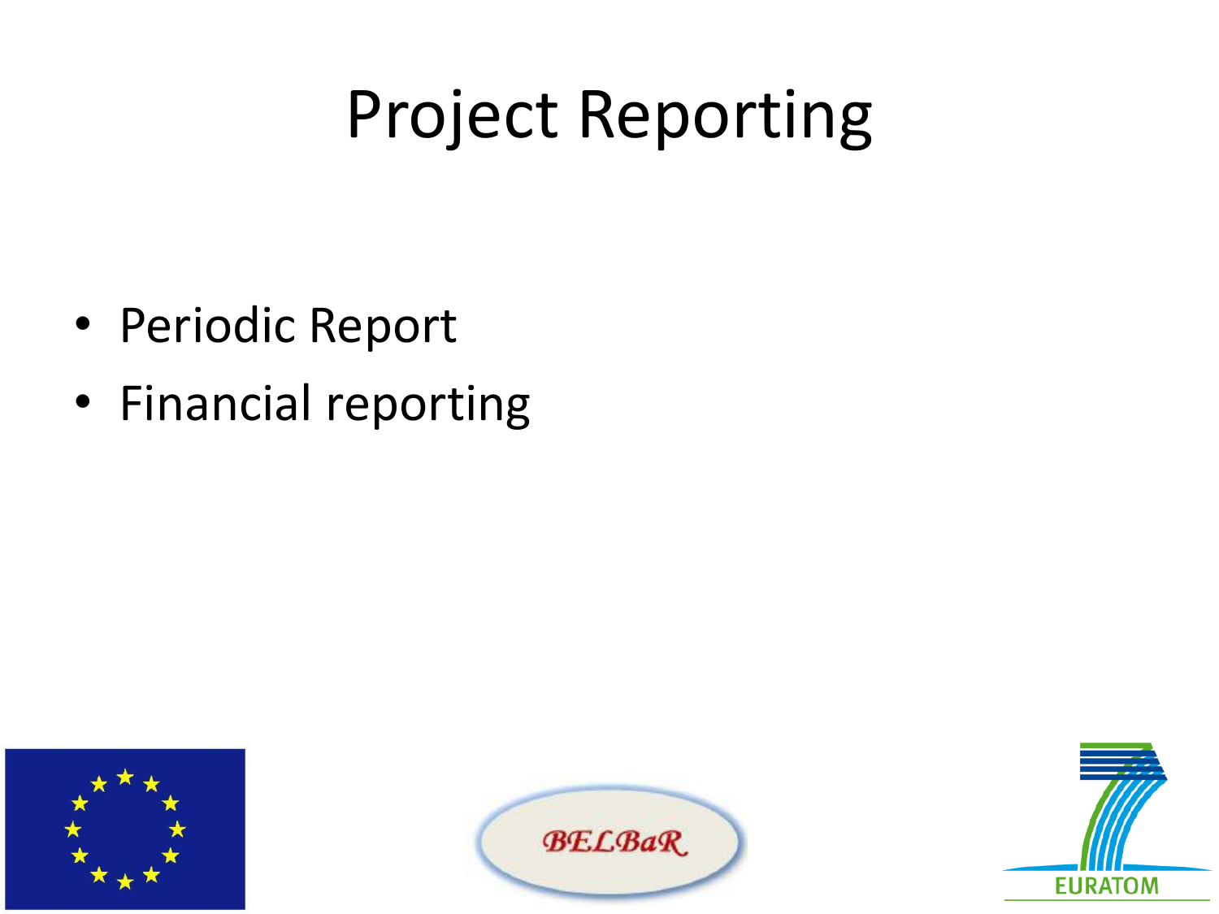# Project Reporting

- Periodic Report
- Financial reporting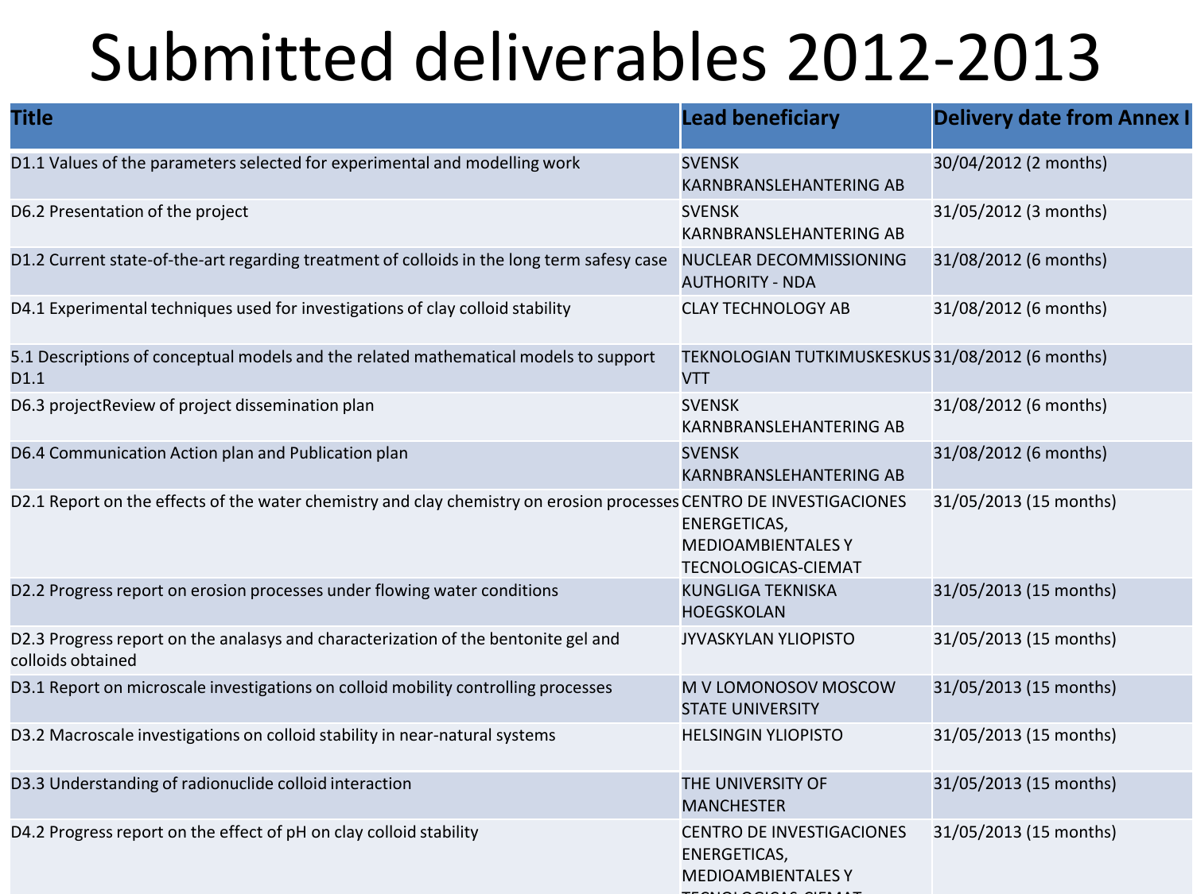# Submitted deliverables 2012-2013

| Title | Lead beneficiary | Delivery date from Annex I |
|---|---|---|
| D1.1 Values of the parameters selected for experimental and modelling work | SVENSK KARNBRANSLEHANTERING AB | 30/04/2012 (2 months) |
| D6.2 Presentation of the project | SVENSK KARNBRANSLEHANTERING AB | 31/05/2012 (3 months) |
| D1.2 Current state-of-the-art regarding treatment of colloids in the long term safesy case | NUCLEAR DECOMMISSIONING AUTHORITY - NDA | 31/08/2012 (6 months) |
| D4.1 Experimental techniques used for investigations of clay colloid stability | CLAY TECHNOLOGY AB | 31/08/2012 (6 months) |
| 5.1 Descriptions of conceptual models and the related mathematical models to support D1.1 | TEKNOLOGIAN TUTKIMUSKESKUS VTT | 31/08/2012 (6 months) |
| D6.3 projectReview of project dissemination plan | SVENSK KARNBRANSLEHANTERING AB | 31/08/2012 (6 months) |
| D6.4 Communication Action plan and Publication plan | SVENSK KARNBRANSLEHANTERING AB | 31/08/2012 (6 months) |
| D2.1 Report on the effects of the water chemistry and clay chemistry on erosion processes | CENTRO DE INVESTIGACIONES ENERGETICAS, MEDIOAMBIENTALES Y TECNOLOGICAS-CIEMAT | 31/05/2013 (15 months) |
| D2.2 Progress report on erosion processes under flowing water conditions | KUNGLIGA TEKNISKA HOEGSKOLAN | 31/05/2013 (15 months) |
| D2.3 Progress report on the analasys and characterization of the bentonite gel and colloids obtained | JYVASKYLAN YLIOPISTO | 31/05/2013 (15 months) |
| D3.1 Report on microscale investigations on colloid mobility controlling processes | M V LOMONOSOV MOSCOW STATE UNIVERSITY | 31/05/2013 (15 months) |
| D3.2 Macroscale investigations on colloid stability in near-natural systems | HELSINGIN YLIOPISTO | 31/05/2013 (15 months) |
| D3.3 Understanding of radionuclide colloid interaction | THE UNIVERSITY OF MANCHESTER | 31/05/2013 (15 months) |
| D4.2 Progress report on the effect of pH on clay colloid stability | CENTRO DE INVESTIGACIONES ENERGETICAS, MEDIOAMBIENTALES Y TECNOLOGICAS-CIEMAT | 31/05/2013 (15 months) |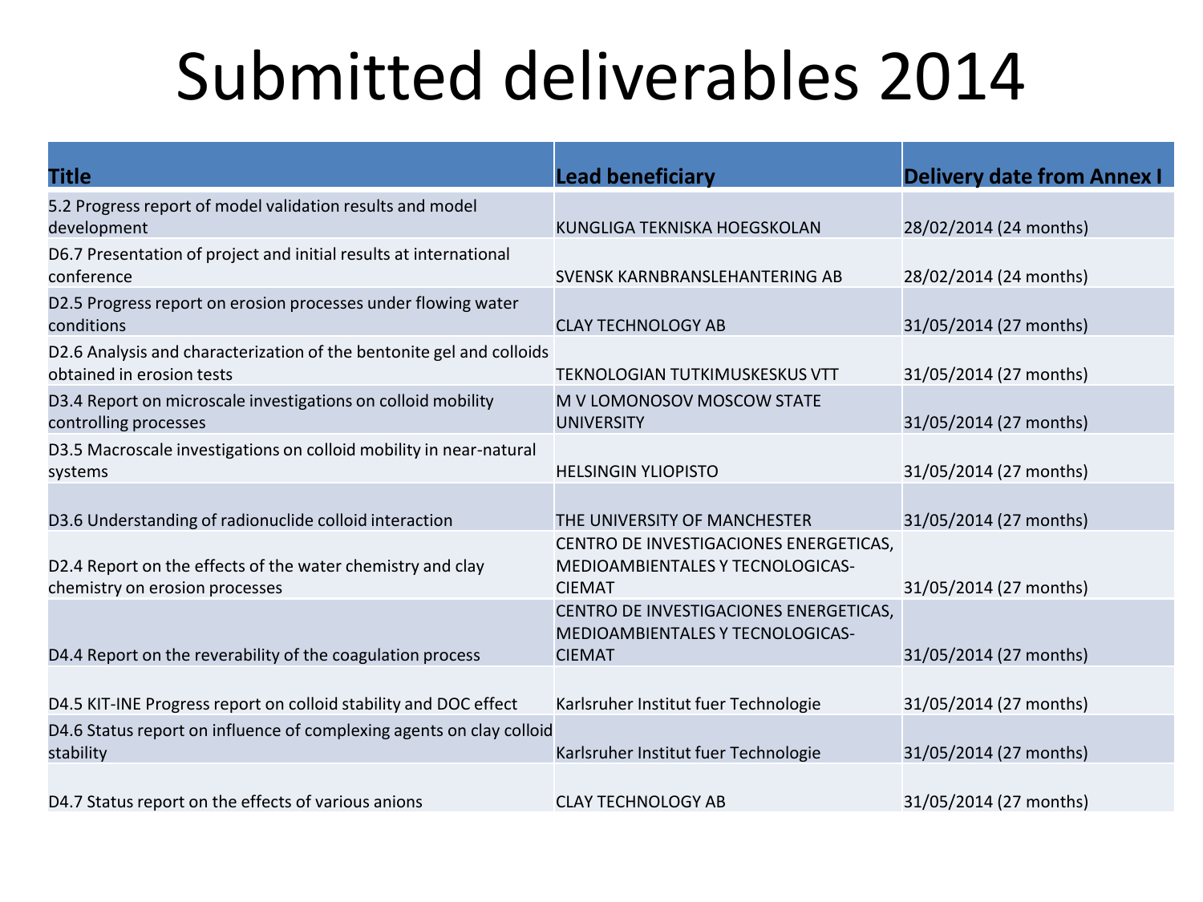# Submitted deliverables 2014

| Title | Lead beneficiary | Delivery date from Annex I |
|---|---|---|
| 5.2 Progress report of model validation results and model development | KUNGLIGA TEKNISKA HOEGSKOLAN | 28/02/2014 (24 months) |
| D6.7 Presentation of project and initial results at international conference | SVENSK KARNBRANSLEHANTERING AB | 28/02/2014 (24 months) |
| D2.5 Progress report on erosion processes under flowing water conditions | CLAY TECHNOLOGY AB | 31/05/2014 (27 months) |
| D2.6 Analysis and characterization of the bentonite gel and colloids obtained in erosion tests | TEKNOLOGIAN TUTKIMUSKESKUS VTT | 31/05/2014 (27 months) |
| D3.4 Report on microscale investigations on colloid mobility controlling processes | M V LOMONOSOV MOSCOW STATE UNIVERSITY | 31/05/2014 (27 months) |
| D3.5 Macroscale investigations on colloid mobility in near-natural systems | HELSINGIN YLIOPISTO | 31/05/2014 (27 months) |
| D3.6 Understanding of radionuclide colloid interaction | THE UNIVERSITY OF MANCHESTER | 31/05/2014 (27 months) |
| D2.4 Report on the effects of the water chemistry and clay chemistry on erosion processes | CENTRO DE INVESTIGACIONES ENERGETICAS, MEDIOAMBIENTALES Y TECNOLOGICAS-CIEMAT | 31/05/2014 (27 months) |
| D4.4 Report on the reverability of the coagulation process | CENTRO DE INVESTIGACIONES ENERGETICAS, MEDIOAMBIENTALES Y TECNOLOGICAS-CIEMAT | 31/05/2014 (27 months) |
| D4.5 KIT-INE Progress report on colloid stability and DOC effect | Karlsruher Institut fuer Technologie | 31/05/2014 (27 months) |
| D4.6 Status report on influence of complexing agents on clay colloid stability | Karlsruher Institut fuer Technologie | 31/05/2014 (27 months) |
| D4.7 Status report on the effects of various anions | CLAY TECHNOLOGY AB | 31/05/2014 (27 months) |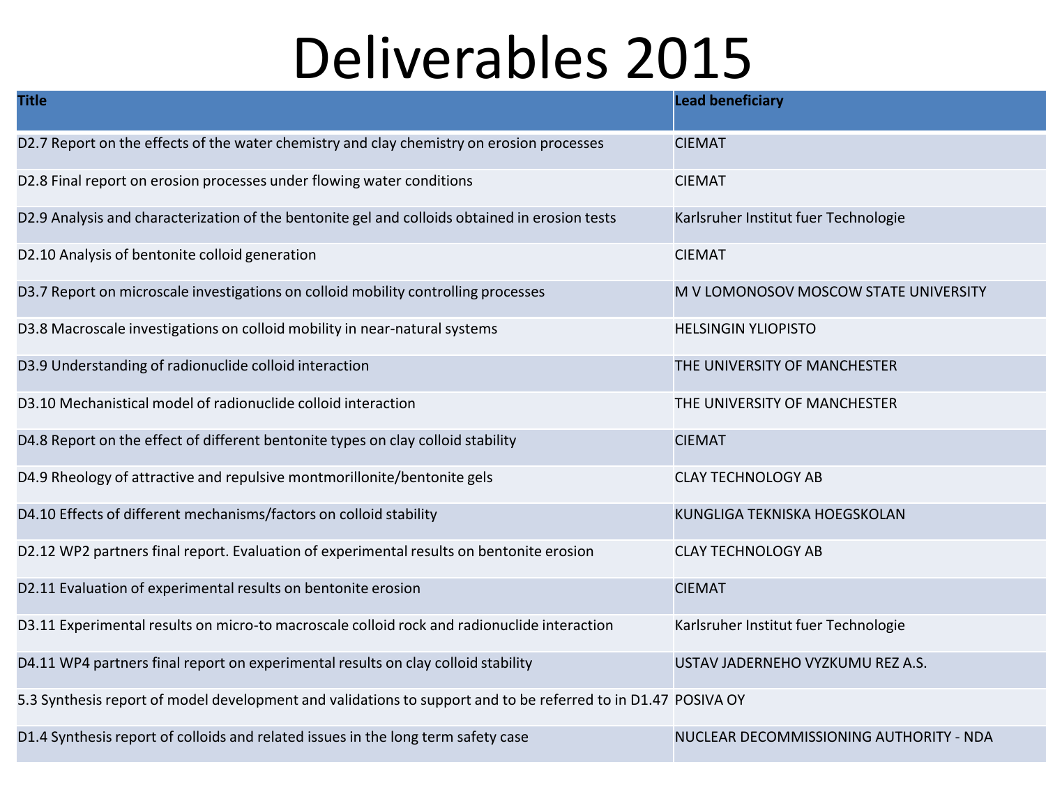# Deliverables 2015

| Title | Lead beneficiary |
|---|---|
| D2.7 Report on the effects of the water chemistry and clay chemistry on erosion processes | CIEMAT |
| D2.8 Final report on erosion processes under flowing water conditions | CIEMAT |
| D2.9 Analysis and characterization of the bentonite gel and colloids obtained in erosion tests | Karlsruher Institut fuer Technologie |
| D2.10 Analysis of bentonite colloid generation | CIEMAT |
| D3.7 Report on microscale investigations on colloid mobility controlling processes | M V LOMONOSOV MOSCOW STATE UNIVERSITY |
| D3.8 Macroscale investigations on colloid mobility in near-natural systems | HELSINGIN YLIOPISTO |
| D3.9 Understanding of radionuclide colloid interaction | THE UNIVERSITY OF MANCHESTER |
| D3.10 Mechanistical model of radionuclide colloid interaction | THE UNIVERSITY OF MANCHESTER |
| D4.8 Report on the effect of different bentonite types on clay colloid stability | CIEMAT |
| D4.9 Rheology of attractive and repulsive montmorillonite/bentonite gels | CLAY TECHNOLOGY AB |
| D4.10 Effects of different mechanisms/factors on colloid stability | KUNGLIGA TEKNISKA HOEGSKOLAN |
| D2.12 WP2 partners final report. Evaluation of experimental results on bentonite erosion | CLAY TECHNOLOGY AB |
| D2.11 Evaluation of experimental results on bentonite erosion | CIEMAT |
| D3.11 Experimental results on micro-to macroscale colloid rock and radionuclide interaction | Karlsruher Institut fuer Technologie |
| D4.11 WP4 partners final report on experimental results on clay colloid stability | USTAV JADERNEHO VYZKUMU REZ A.S. |
| 5.3 Synthesis report of model development and validations to support and to be referred to in D1.47 | POSIVA OY |
| D1.4 Synthesis report of colloids and related issues in the long term safety case | NUCLEAR DECOMMISSIONING AUTHORITY - NDA |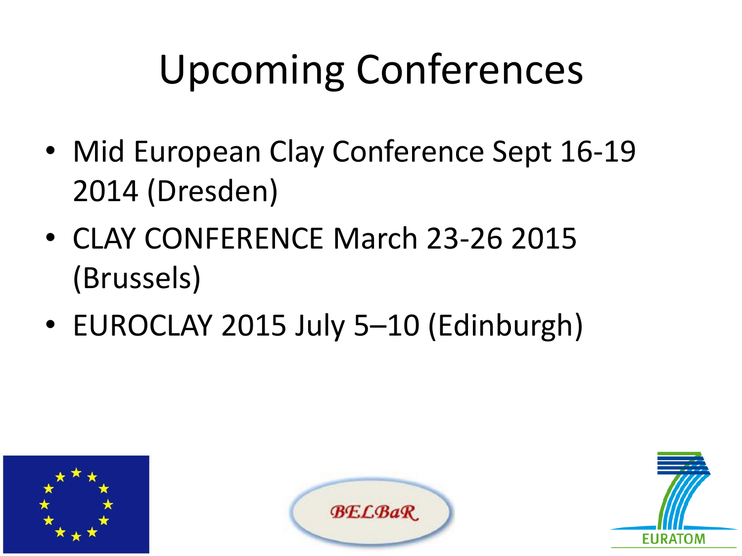# Upcoming Conferences

- Mid European Clay Conference Sept 16-19 2014 (Dresden)
- CLAY CONFERENCE March 23-26 2015 (Brussels)
- EUROCLAY 2015 July 5–10 (Edinburgh)

BELBaR

EURATOM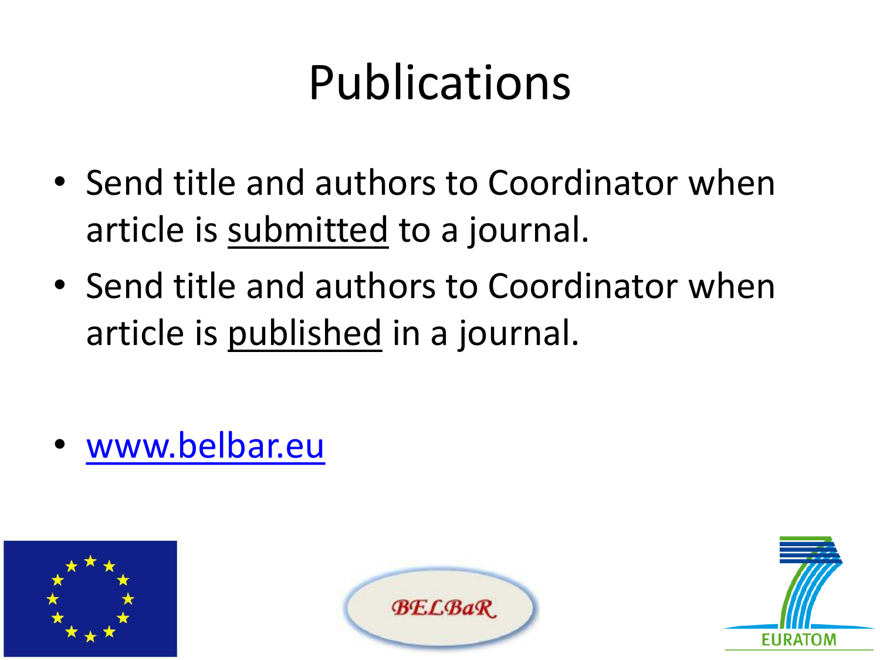# Publications

- Send title and authors to Coordinator when article is <u>submitted</u> to a journal.
- Send title and authors to Coordinator when article is <u>published</u> in a journal.

- www.belbar.eu

BELBaR

EURATOM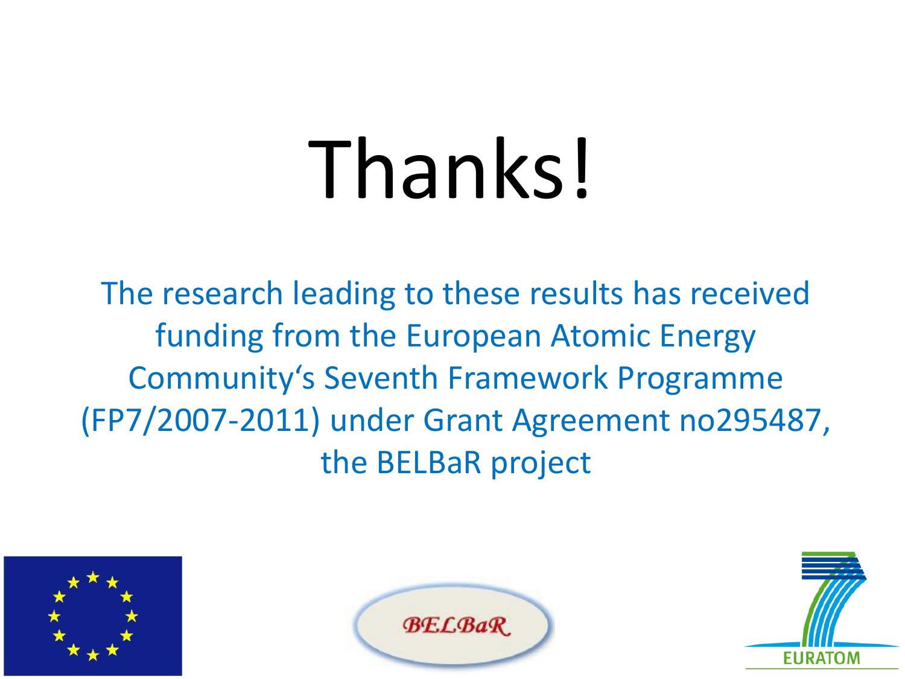# Thanks!

The research leading to these results has received funding from the European Atomic Energy Community‘s Seventh Framework Programme (FP7/2007-2011) under Grant Agreement no295487, the BELBaR project